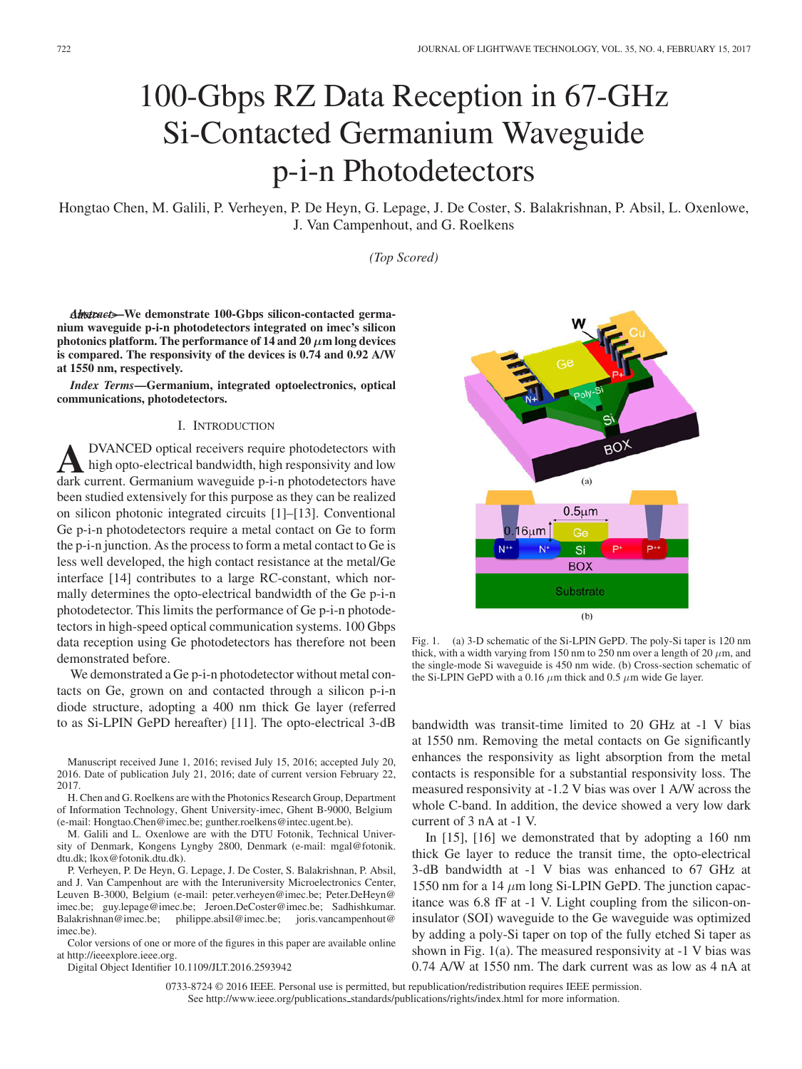# 100-Gbps RZ Data Reception in 67-GHz Si-Contacted Germanium Waveguide p-i-n Photodetectors

Hongtao Chen, M. Galili, P. Verheyen, P. De Heyn, G. Lepage, J. De Coster, S. Balakrishnan, P. Absil, L. Oxenlowe, J. Van Campenhout, and G. Roelkens

*(Top Scored)*

***Abstract*—We demonstrate 100-Gbps silicon-contacted germanium waveguide p-i-n photodetectors integrated on imec's silicon photonics platform. The performance of 14 and 20 $\mu$m long devices is compared. The responsivity of the devices is 0.74 and 0.92 A/W at 1550 nm, respectively.**

***Index Terms*—Germanium, integrated optoelectronics, optical communications, photodetectors.**

## I. Introduction

Advanced optical receivers require photodetectors with high opto-electrical bandwidth, high responsivity and low dark current. Germanium waveguide p-i-n photodetectors have been studied extensively for this purpose as they can be realized on silicon photonic integrated circuits [1]–[13]. Conventional Ge p-i-n photodetectors require a metal contact on Ge to form the p-i-n junction. As the process to form a metal contact to Ge is less well developed, the high contact resistance at the metal/Ge interface [14] contributes to a large RC-constant, which normally determines the opto-electrical bandwidth of the Ge p-i-n photodetector. This limits the performance of Ge p-i-n photodetectors in high-speed optical communication systems. 100 Gbps data reception using Ge photodetectors has therefore not been demonstrated before.

We demonstrated a Ge p-i-n photodetector without metal contacts on Ge, grown on and contacted through a silicon p-i-n diode structure, adopting a 400 nm thick Ge layer (referred to as Si-LPIN GePD hereafter) [11]. The opto-electrical 3-dB bandwidth was transit-time limited to 20 GHz at -1 V bias at 1550 nm. Removing the metal contacts on Ge significantly enhances the responsivity as light absorption from the metal contacts is responsible for a substantial responsivity loss. The measured responsivity at -1.2 V bias was over 1 A/W across the whole C-band. In addition, the device showed a very low dark current of 3 nA at -1 V.

In [15], [16] we demonstrated that by adopting a 160 nm thick Ge layer to reduce the transit time, the opto-electrical 3-dB bandwidth at -1 V bias was enhanced to 67 GHz at 1550 nm for a 14 $\mu$m long Si-LPIN GePD. The junction capacitance was 6.8 fF at -1 V. Light coupling from the silicon-on-insulator (SOI) waveguide to the Ge waveguide was optimized by adding a poly-Si taper on top of the fully etched Si taper as shown in Fig. 1(a). The measured responsivity at -1 V bias was 0.74 A/W at 1550 nm. The dark current was as low as 4 nA at

Fig. 1. (a) 3-D schematic of the Si-LPIN GePD. The poly-Si taper is 120 nm thick, with a width varying from 150 nm to 250 nm over a length of 20 $\mu$m, and the single-mode Si waveguide is 450 nm wide. (b) Cross-section schematic of the Si-LPIN GePD with a 0.16 $\mu$m thick and 0.5 $\mu$m wide Ge layer.

Manuscript received June 1, 2016; revised July 15, 2016; accepted July 20, 2016. Date of publication July 21, 2016; date of current version February 22, 2017.

H. Chen and G. Roelkens are with the Photonics Research Group, Department of Information Technology, Ghent University-imec, Ghent B-9000, Belgium (e-mail: Hongtao.Chen@imec.be; gunther.roelkens@intec.ugent.be).

M. Galili and L. Oxenlowe are with the DTU Fotonik, Technical University of Denmark, Kongens Lyngby 2800, Denmark (e-mail: mgal@fotonik.dtu.dk; lkox@fotonik.dtu.dk).

P. Verheyen, P. De Heyn, G. Lepage, J. De Coster, S. Balakrishnan, P. Absil, and J. Van Campenhout are with the Interuniversity Microelectronics Center, Leuven B-3000, Belgium (e-mail: peter.verheyen@imec.be; Peter.DeHeyn@imec.be; guy.lepage@imec.be; Jeroen.DeCoster@imec.be; Sadhishkumar.Balakrishnan@imec.be; philippe.absil@imec.be; joris.vancampenhout@imec.be).

Color versions of one or more of the figures in this paper are available online at http://ieeexplore.ieee.org.

Digital Object Identifier 10.1109/JLT.2016.2593942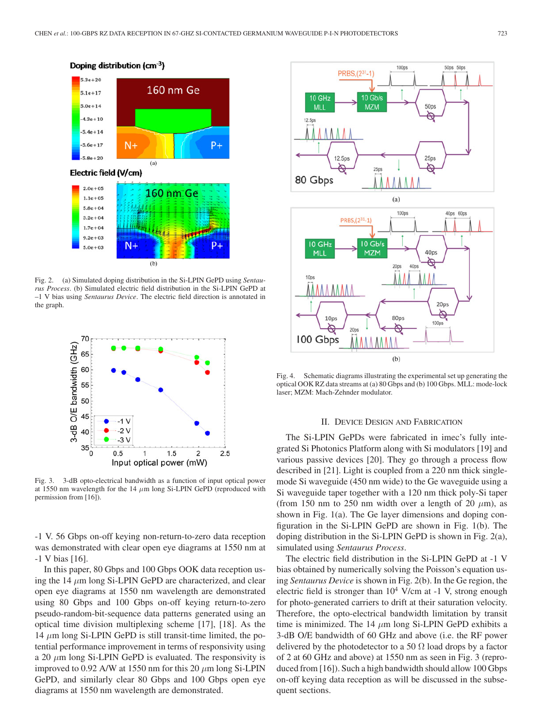Fig. 2. (a) Simulated doping distribution in the Si-LPIN GePD using *Sentaurus Process*. (b) Simulated electric field distribution in the Si-LPIN GePD at –1 V bias using *Sentaurus Device*. The electric field direction is annotated in the graph.

Fig. 3. 3-dB opto-electrical bandwidth as a function of input optical power at 1550 nm wavelength for the 14 $\mu$m long Si-LPIN GePD (reproduced with permission from [16]).

-1 V. 56 Gbps on-off keying non-return-to-zero data reception was demonstrated with clear open eye diagrams at 1550 nm at -1 V bias [16].

In this paper, 80 Gbps and 100 Gbps OOK data reception using the 14 $\mu$m long Si-LPIN GePD are characterized, and clear open eye diagrams at 1550 nm wavelength are demonstrated using 80 Gbps and 100 Gbps on-off keying return-to-zero pseudo-random-bit-sequence data patterns generated using an optical time division multiplexing scheme [17], [18]. As the 14 $\mu$m long Si-LPIN GePD is still transit-time limited, the potential performance improvement in terms of responsivity using a 20 $\mu$m long Si-LPIN GePD is evaluated. The responsivity is improved to 0.92 A/W at 1550 nm for this 20 $\mu$m long Si-LPIN GePD, and similarly clear 80 Gbps and 100 Gbps open eye diagrams at 1550 nm wavelength are demonstrated.

Fig. 4. Schematic diagrams illustrating the experimental set up generating the optical OOK RZ data streams at (a) 80 Gbps and (b) 100 Gbps. MLL: mode-lock laser; MZM: Mach-Zehnder modulator.

## II. Device Design and Fabrication

The Si-LPIN GePDs were fabricated in imec's fully integrated Si Photonics Platform along with Si modulators [19] and various passive devices [20]. They go through a process flow described in [21]. Light is coupled from a 220 nm thick single-mode Si waveguide (450 nm wide) to the Ge waveguide using a Si waveguide taper together with a 120 nm thick poly-Si taper (from 150 nm to 250 nm width over a length of 20 $\mu$m), as shown in Fig. 1(a). The Ge layer dimensions and doping configuration in the Si-LPIN GePD are shown in Fig. 1(b). The doping distribution in the Si-LPIN GePD is shown in Fig. 2(a), simulated using *Sentaurus Process*.

The electric field distribution in the Si-LPIN GePD at -1 V bias obtained by numerically solving the Poisson's equation using *Sentaurus Device* is shown in Fig. 2(b). In the Ge region, the electric field is stronger than $10^4$ V/cm at -1 V, strong enough for photo-generated carriers to drift at their saturation velocity. Therefore, the opto-electrical bandwidth limitation by transit time is minimized. The 14 $\mu$m long Si-LPIN GePD exhibits a 3-dB O/E bandwidth of 60 GHz and above (i.e. the RF power delivered by the photodetector to a 50 $\Omega$ load drops by a factor of 2 at 60 GHz and above) at 1550 nm as seen in Fig. 3 (reproduced from [16]). Such a high bandwidth should allow 100 Gbps on-off keying data reception as will be discussed in the subsequent sections.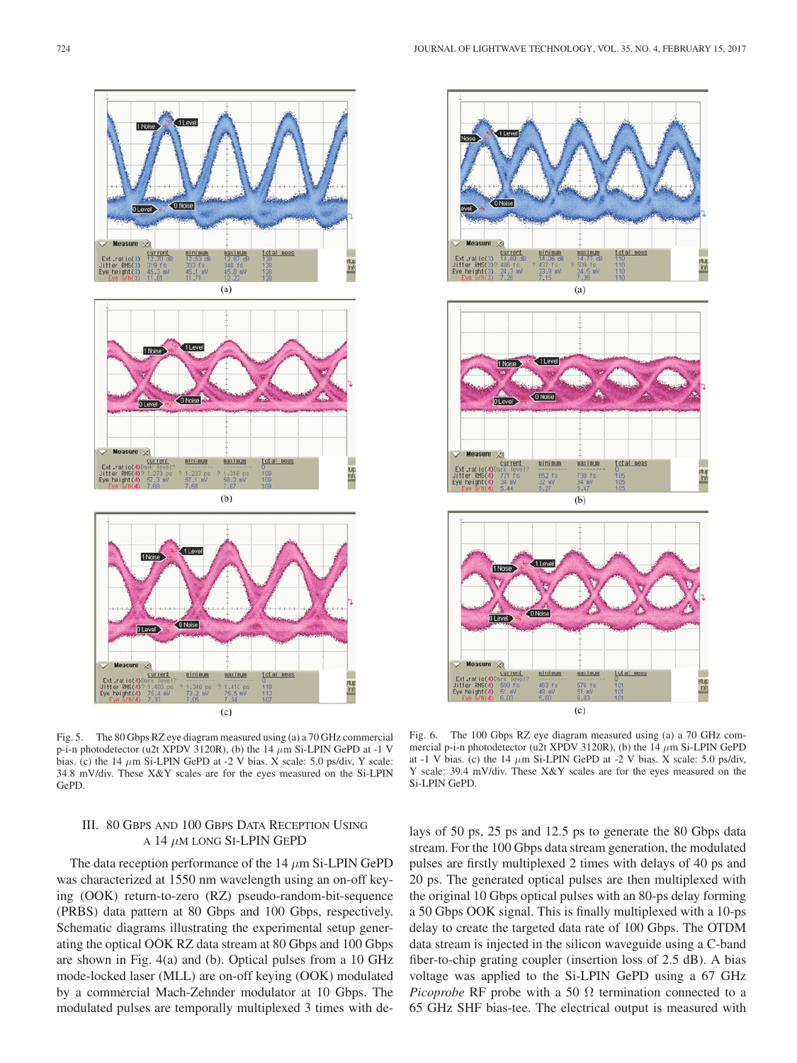Fig. 5. The 80 Gbps RZ eye diagram measured using (a) a 70 GHz commercial p-i-n photodetector (u2t XPDV 3120R), (b) the 14 $\mu$m Si-LPIN GePD at -1 V bias. (c) the 14 $\mu$m Si-LPIN GePD at -2 V bias. X scale: 5.0 ps/div, Y scale: 34.8 mV/div. These X&Y scales are for the eyes measured on the Si-LPIN GePD.

Fig. 6. The 100 Gbps RZ eye diagram measured using (a) a 70 GHz commercial p-i-n photodetector (u2t XPDV 3120R), (b) the 14 $\mu$m Si-LPIN GePD at -1 V bias. (c) the 14 $\mu$m Si-LPIN GePD at -2 V bias. X scale: 5.0 ps/div, Y scale: 39.4 mV/div. These X&Y scales are for the eyes measured on the Si-LPIN GePD.

## III. 80 Gbps and 100 Gbps Data Reception Using a 14 $\mu$m Long Si-LPIN GePD

The data reception performance of the 14 $\mu$m Si-LPIN GePD was characterized at 1550 nm wavelength using an on-off keying (OOK) return-to-zero (RZ) pseudo-random-bit-sequence (PRBS) data pattern at 80 Gbps and 100 Gbps, respectively. Schematic diagrams illustrating the experimental setup generating the optical OOK RZ data stream at 80 Gbps and 100 Gbps are shown in Fig. 4(a) and (b). Optical pulses from a 10 GHz mode-locked laser (MLL) are on-off keying (OOK) modulated by a commercial Mach-Zehnder modulator at 10 Gbps. The modulated pulses are temporally multiplexed 3 times with delays of 50 ps, 25 ps and 12.5 ps to generate the 80 Gbps data stream. For the 100 Gbps data stream generation, the modulated pulses are firstly multiplexed 2 times with delays of 40 ps and 20 ps. The generated optical pulses are then multiplexed with the original 10 Gbps optical pulses with an 80-ps delay forming a 50 Gbps OOK signal. This is finally multiplexed with a 10-ps delay to create the targeted data rate of 100 Gbps. The OTDM data stream is injected in the silicon waveguide using a C-band fiber-to-chip grating coupler (insertion loss of 2.5 dB). A bias voltage was applied to the Si-LPIN GePD using a 67 GHz *Picoprobe* RF probe with a 50 Ω termination connected to a 65 GHz SHF bias-tee. The electrical output is measured with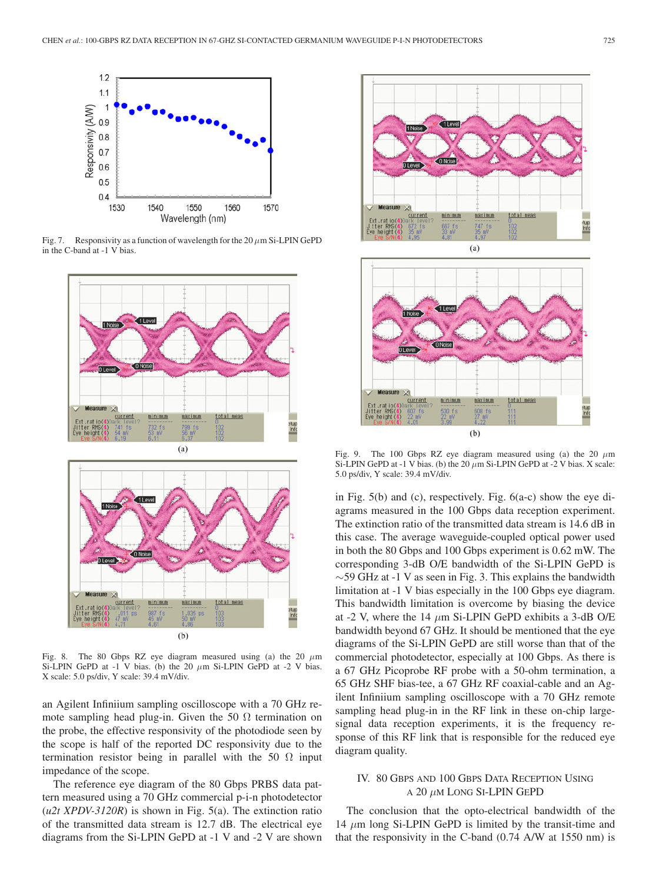Fig. 7. Responsivity as a function of wavelength for the 20 $\mu$m Si-LPIN GePD in the C-band at -1 V bias.

Fig. 8. The 80 Gbps RZ eye diagram measured using (a) the 20 $\mu$m Si-LPIN GePD at -1 V bias. (b) the 20 $\mu$m Si-LPIN GePD at -2 V bias. X scale: 5.0 ps/div, Y scale: 39.4 mV/div.

an Agilent Infiniium sampling oscilloscope with a 70 GHz remote sampling head plug-in. Given the 50 Ω termination on the probe, the effective responsivity of the photodiode seen by the scope is half of the reported DC responsivity due to the termination resistor being in parallel with the 50 Ω input impedance of the scope.

The reference eye diagram of the 80 Gbps PRBS data pattern measured using a 70 GHz commercial p-i-n photodetector (*u2t XPDV-3120R*) is shown in Fig. 5(a). The extinction ratio of the transmitted data stream is 12.7 dB. The electrical eye diagrams from the Si-LPIN GePD at -1 V and -2 V are shown in Fig. 5(b) and (c), respectively. Fig. 6(a-c) show the eye diagrams measured in the 100 Gbps data reception experiment. The extinction ratio of the transmitted data stream is 14.6 dB in this case. The average waveguide-coupled optical power used in both the 80 Gbps and 100 Gbps experiment is 0.62 mW. The corresponding 3-dB O/E bandwidth of the Si-LPIN GePD is ~59 GHz at -1 V as seen in Fig. 3. This explains the bandwidth limitation at -1 V bias especially in the 100 Gbps eye diagram. This bandwidth limitation is overcome by biasing the device at -2 V, where the 14 $\mu$m Si-LPIN GePD exhibits a 3-dB O/E bandwidth beyond 67 GHz. It should be mentioned that the eye diagrams of the Si-LPIN GePD are still worse than that of the commercial photodetector, especially at 100 Gbps. As there is a 67 GHz Picoprobe RF probe with a 50-ohm termination, a 65 GHz SHF bias-tee, a 67 GHz RF coaxial-cable and an Agilent Infiniium sampling oscilloscope with a 70 GHz remote sampling head plug-in in the RF link in these on-chip large-signal data reception experiments, it is the frequency response of this RF link that is responsible for the reduced eye diagram quality.

Fig. 9. The 100 Gbps RZ eye diagram measured using (a) the 20 $\mu$m Si-LPIN GePD at -1 V bias. (b) the 20 $\mu$m Si-LPIN GePD at -2 V bias. X scale: 5.0 ps/div, Y scale: 39.4 mV/div.

## IV. 80 Gbps and 100 Gbps Data Reception Using a 20 $\mu$m Long Si-LPIN GePD

The conclusion that the opto-electrical bandwidth of the 14 $\mu$m long Si-LPIN GePD is limited by the transit-time and that the responsivity in the C-band (0.74 A/W at 1550 nm) is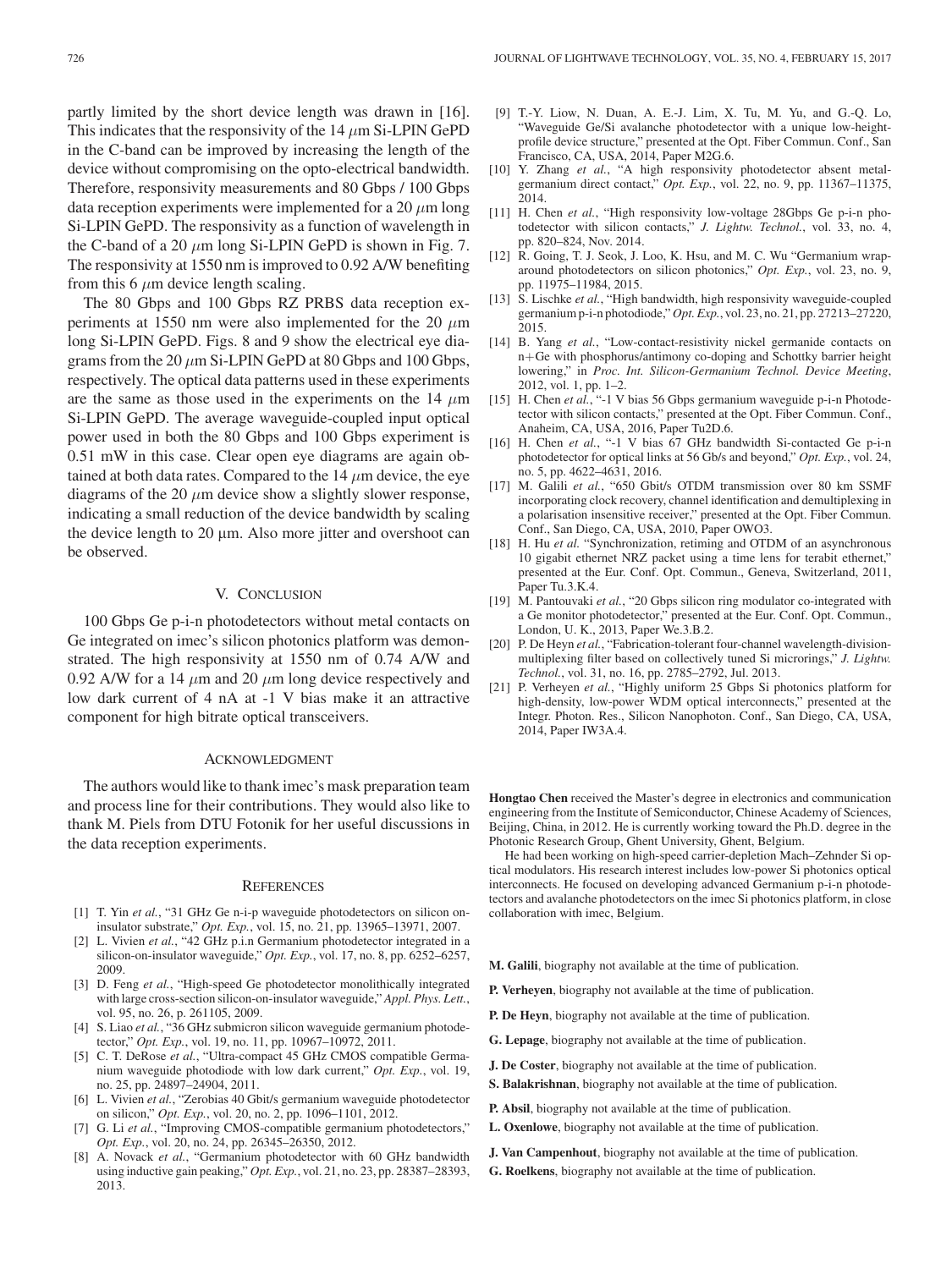partly limited by the short device length was drawn in [16]. This indicates that the responsivity of the 14 $\mu$m Si-LPIN GePD in the C-band can be improved by increasing the length of the device without compromising on the opto-electrical bandwidth. Therefore, responsivity measurements and 80 Gbps / 100 Gbps data reception experiments were implemented for a 20 $\mu$m long Si-LPIN GePD. The responsivity as a function of wavelength in the C-band of a 20 $\mu$m long Si-LPIN GePD is shown in Fig. 7. The responsivity at 1550 nm is improved to 0.92 A/W benefiting from this 6 $\mu$m device length scaling.

The 80 Gbps and 100 Gbps RZ PRBS data reception experiments at 1550 nm were also implemented for the 20 $\mu$m long Si-LPIN GePD. Figs. 8 and 9 show the electrical eye diagrams from the 20 $\mu$m Si-LPIN GePD at 80 Gbps and 100 Gbps, respectively. The optical data patterns used in these experiments are the same as those used in the experiments on the 14 $\mu$m Si-LPIN GePD. The average waveguide-coupled input optical power used in both the 80 Gbps and 100 Gbps experiment is 0.51 mW in this case. Clear open eye diagrams are again obtained at both data rates. Compared to the 14 $\mu$m device, the eye diagrams of the 20 $\mu$m device show a slightly slower response, indicating a small reduction of the device bandwidth by scaling the device length to 20 µm. Also more jitter and overshoot can be observed.

## V. Conclusion

100 Gbps Ge p-i-n photodetectors without metal contacts on Ge integrated on imec's silicon photonics platform was demonstrated. The high responsivity at 1550 nm of 0.74 A/W and 0.92 A/W for a 14 $\mu$m and 20 $\mu$m long device respectively and low dark current of 4 nA at -1 V bias make it an attractive component for high bitrate optical transceivers.

## Acknowledgment

The authors would like to thank imec's mask preparation team and process line for their contributions. They would also like to thank M. Piels from DTU Fotonik for her useful discussions in the data reception experiments.

## References

[1] T. Yin *et al.*, "31 GHz Ge n-i-p waveguide photodetectors on silicon on-insulator substrate," *Opt. Exp.*, vol. 15, no. 21, pp. 13965–13971, 2007.

[2] L. Vivien *et al.*, "42 GHz p.i.n Germanium photodetector integrated in a silicon-on-insulator waveguide," *Opt. Exp.*, vol. 17, no. 8, pp. 6252–6257, 2009.

[3] D. Feng *et al.*, "High-speed Ge photodetector monolithically integrated with large cross-section silicon-on-insulator waveguide," *Appl. Phys. Lett.*, vol. 95, no. 26, p. 261105, 2009.

[4] S. Liao *et al.*, "36 GHz submicron silicon waveguide germanium photodetector," *Opt. Exp.*, vol. 19, no. 11, pp. 10967–10972, 2011.

[5] C. T. DeRose *et al.*, "Ultra-compact 45 GHz CMOS compatible Germanium waveguide photodiode with low dark current," *Opt. Exp.*, vol. 19, no. 25, pp. 24897–24904, 2011.

[6] L. Vivien *et al.*, "Zerobias 40 Gbit/s germanium waveguide photodetector on silicon," *Opt. Exp.*, vol. 20, no. 2, pp. 1096–1101, 2012.

[7] G. Li *et al.*, "Improving CMOS-compatible germanium photodetectors," *Opt. Exp.*, vol. 20, no. 24, pp. 26345–26350, 2012.

[8] A. Novack *et al.*, "Germanium photodetector with 60 GHz bandwidth using inductive gain peaking," *Opt. Exp.*, vol. 21, no. 23, pp. 28387–28393, 2013.

[9] T.-Y. Liow, N. Duan, A. E.-J. Lim, X. Tu, M. Yu, and G.-Q. Lo, "Waveguide Ge/Si avalanche photodetector with a unique low-height-profile device structure," presented at the Opt. Fiber Commun. Conf., San Francisco, CA, USA, 2014, Paper M2G.6.

[10] Y. Zhang *et al.*, "A high responsivity photodetector absent metal-germanium direct contact," *Opt. Exp.*, vol. 22, no. 9, pp. 11367–11375, 2014.

[11] H. Chen *et al.*, "High responsivity low-voltage 28Gbps Ge p-i-n photodetector with silicon contacts," *J. Lightw. Technol.*, vol. 33, no. 4, pp. 820–824, Nov. 2014.

[12] R. Going, T. J. Seok, J. Loo, K. Hsu, and M. C. Wu "Germanium wrap-around photodetectors on silicon photonics," *Opt. Exp.*, vol. 23, no. 9, pp. 11975–11984, 2015.

[13] S. Lischke *et al.*, "High bandwidth, high responsivity waveguide-coupled germanium p-i-n photodiode," *Opt. Exp.*, vol. 23, no. 21, pp. 27213–27220, 2015.

[14] B. Yang *et al.*, "Low-contact-resistivity nickel germanide contacts on n+Ge with phosphorus/antimony co-doping and Schottky barrier height lowering," in *Proc. Int. Silicon-Germanium Technol. Device Meeting*, 2012, vol. 1, pp. 1–2.

[15] H. Chen *et al.*, "-1 V bias 56 Gbps germanium waveguide p-i-n Photodetector with silicon contacts," presented at the Opt. Fiber Commun. Conf., Anaheim, CA, USA, 2016, Paper Tu2D.6.

[16] H. Chen *et al.*, "-1 V bias 67 GHz bandwidth Si-contacted Ge p-i-n photodetector for optical links at 56 Gb/s and beyond," *Opt. Exp.*, vol. 24, no. 5, pp. 4622–4631, 2016.

[17] M. Galili *et al.*, "650 Gbit/s OTDM transmission over 80 km SSMF incorporating clock recovery, channel identification and demultiplexing in a polarisation insensitive receiver," presented at the Opt. Fiber Commun. Conf., San Diego, CA, USA, 2010, Paper OWO3.

[18] H. Hu *et al.* "Synchronization, retiming and OTDM of an asynchronous 10 gigabit ethernet NRZ packet using a time lens for terabit ethernet," presented at the Eur. Conf. Opt. Commun., Geneva, Switzerland, 2011, Paper Tu.3.K.4.

[19] M. Pantouvaki *et al.*, "20 Gbps silicon ring modulator co-integrated with a Ge monitor photodetector," presented at the Eur. Conf. Opt. Commun., London, U. K., 2013, Paper We.3.B.2.

[20] P. De Heyn *et al.*, "Fabrication-tolerant four-channel wavelength-division-multiplexing filter based on collectively tuned Si microrings," *J. Lightw. Technol.*, vol. 31, no. 16, pp. 2785–2792, Jul. 2013.

[21] P. Verheyen *et al.*, "Highly uniform 25 Gbps Si photonics platform for high-density, low-power WDM optical interconnects," presented at the Integr. Photon. Res., Silicon Nanophoton. Conf., San Diego, CA, USA, 2014, Paper IW3A.4.

**Hongtao Chen** received the Master's degree in electronics and communication engineering from the Institute of Semiconductor, Chinese Academy of Sciences, Beijing, China, in 2012. He is currently working toward the Ph.D. degree in the Photonic Research Group, Ghent University, Ghent, Belgium.

He had been working on high-speed carrier-depletion Mach–Zehnder Si optical modulators. His research interest includes low-power Si photonics optical interconnects. He focused on developing advanced Germanium p-i-n photodetectors and avalanche photodetectors on the imec Si photonics platform, in close collaboration with imec, Belgium.

**M. Galili**, biography not available at the time of publication.

**P. Verheyen**, biography not available at the time of publication.

**P. De Heyn**, biography not available at the time of publication.

**G. Lepage**, biography not available at the time of publication.

**J. De Coster**, biography not available at the time of publication.

**S. Balakrishnan**, biography not available at the time of publication.

**P. Absil**, biography not available at the time of publication.

**L. Oxenlowe**, biography not available at the time of publication.

**J. Van Campenhout**, biography not available at the time of publication.

**G. Roelkens**, biography not available at the time of publication.